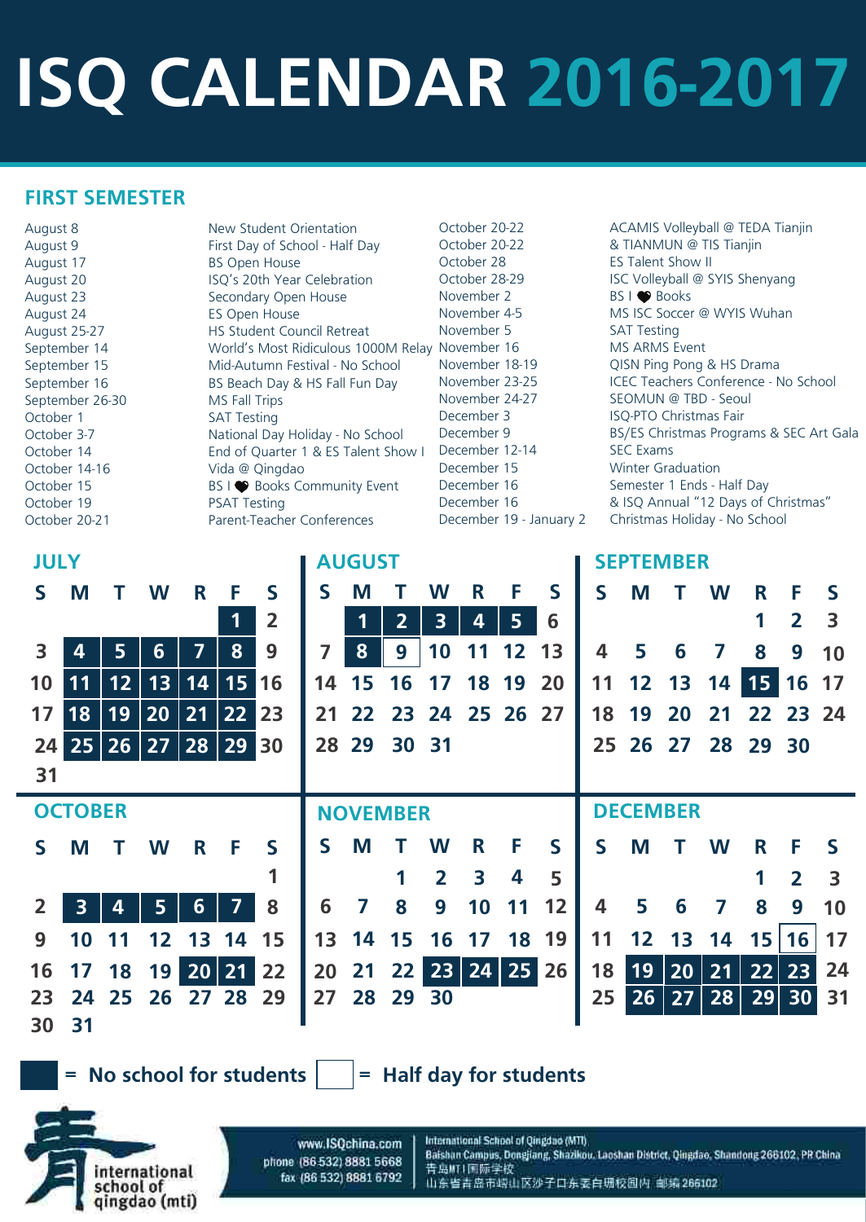# ISQ CALENDAR 2016-2017

## FIRST SEMESTER

| Date | Event |
|---|---|
| August 8 | New Student Orientation |
| August 9 | First Day of School - Half Day |
| August 17 | BS Open House |
| August 20 | ISQ's 20th Year Celebration |
| August 23 | Secondary Open House |
| August 24 | ES Open House |
| August 25-27 | HS Student Council Retreat |
| September 14 | World's Most Ridiculous 1000M Relay |
| September 15 | Mid-Autumn Festival - No School |
| September 16 | BS Beach Day & HS Fall Fun Day |
| September 26-30 | MS Fall Trips |
| October 1 | SAT Testing |
| October 3-7 | National Day Holiday - No School |
| October 14 | End of Quarter 1 & ES Talent Show I |
| October 14-16 | Vida @ Qingdao |
| October 15 | BS I ❤ Books Community Event |
| October 19 | PSAT Testing |
| October 20-21 | Parent-Teacher Conferences |
| October 20-22 | ACAMIS Volleyball @ TEDA Tianjin |
| October 20-22 | & TIANMUN @ TIS Tianjin |
| October 28 | ES Talent Show II |
| October 28-29 | ISC Volleyball @ SYIS Shenyang |
| November 2 | BS I ❤ Books |
| November 4-5 | MS ISC Soccer @ WYIS Wuhan |
| November 5 | SAT Testing |
| November 16 | MS ARMS Event |
| November 18-19 | QISN Ping Pong & HS Drama |
| November 23-25 | ICEC Teachers Conference - No School |
| November 24-27 | SEOMUN @ TBD - Seoul |
| December 3 | ISQ-PTO Christmas Fair |
| December 9 | BS/ES Christmas Programs & SEC Art Gala |
| December 12-14 | SEC Exams |
| December 15 | Winter Graduation |
| December 16 | Semester 1 Ends - Half Day |
| December 16 | & ISQ Annual "12 Days of Christmas" |
| December 19 - January 2 | Christmas Holiday - No School |

### JULY

| S | M | T | W | R | F | S |
|---|---|---|---|---|---|---|
| | | | | | **1** | 2 |
| 3 | **4** | **5** | **6** | **7** | **8** | 9 |
| 10 | **11** | **12** | **13** | **14** | **15** | 16 |
| 17 | **18** | **19** | **20** | **21** | **22** | 23 |
| 24 | **25** | **26** | **27** | **28** | **29** | 30 |
| 31 | | | | | | |

### AUGUST

| S | M | T | W | R | F | S |
|---|---|---|---|---|---|---|
| | **1** | **2** | **3** | **4** | **5** | 6 |
| 7 | **8** | 9 (half day) | 10 | 11 | 12 | 13 |
| 14 | 15 | 16 | 17 | 18 | 19 | 20 |
| 21 | 22 | 23 | 24 | 25 | 26 | 27 |
| 28 | 29 | 30 | 31 | | | |

### SEPTEMBER

| S | M | T | W | R | F | S |
|---|---|---|---|---|---|---|
| | | | | 1 | 2 | 3 |
| 4 | 5 | 6 | 7 | 8 | 9 | 10 |
| 11 | 12 | 13 | 14 | **15** | 16 | 17 |
| 18 | 19 | 20 | 21 | 22 | 23 | 24 |
| 25 | 26 | 27 | 28 | 29 | 30 | |

### OCTOBER

| S | M | T | W | R | F | S |
|---|---|---|---|---|---|---|
| | | | | | | 1 |
| 2 | **3** | **4** | **5** | **6** | **7** | 8 |
| 9 | 10 | 11 | 12 | 13 | 14 | 15 |
| 16 | 17 | 18 | 19 | **20** | **21** | 22 |
| 23 | 24 | 25 | 26 | 27 | 28 | 29 |
| 30 | 31 | | | | | |

### NOVEMBER

| S | M | T | W | R | F | S |
|---|---|---|---|---|---|---|
| | | 1 | 2 | 3 | 4 | 5 |
| 6 | 7 | 8 | 9 | 10 | 11 | 12 |
| 13 | 14 | 15 | 16 | 17 | 18 | 19 |
| 20 | 21 | 22 | **23** | **24** | **25** | 26 |
| 27 | 28 | 29 | 30 | | | |

### DECEMBER

| S | M | T | W | R | F | S |
|---|---|---|---|---|---|---|
| | | | | 1 | 2 | 3 |
| 4 | 5 | 6 | 7 | 8 | 9 | 10 |
| 11 | 12 | 13 | 14 | 15 | 16 (half day) | 17 |
| 18 | **19** | **20** | **21** | **22** | **23** | 24 |
| 25 | **26** | **27** | **28** | **29** | **30** | 31 |

**■ = No school for students** **□ = Half day for students**

international school of qingdao (mti)

www.ISQchina.com
phone (86 532) 8881 5668
fax (86 532) 8881 6792

International School of Qingdao (MTI)
Baishan Campus, Dongjiang, Shazikou, Laoshan District, Qingdao, Shandong 266102, PR China
青岛MTI国际学校
山东省青岛市崂山区沙子口东姜白珊校园内 邮编266102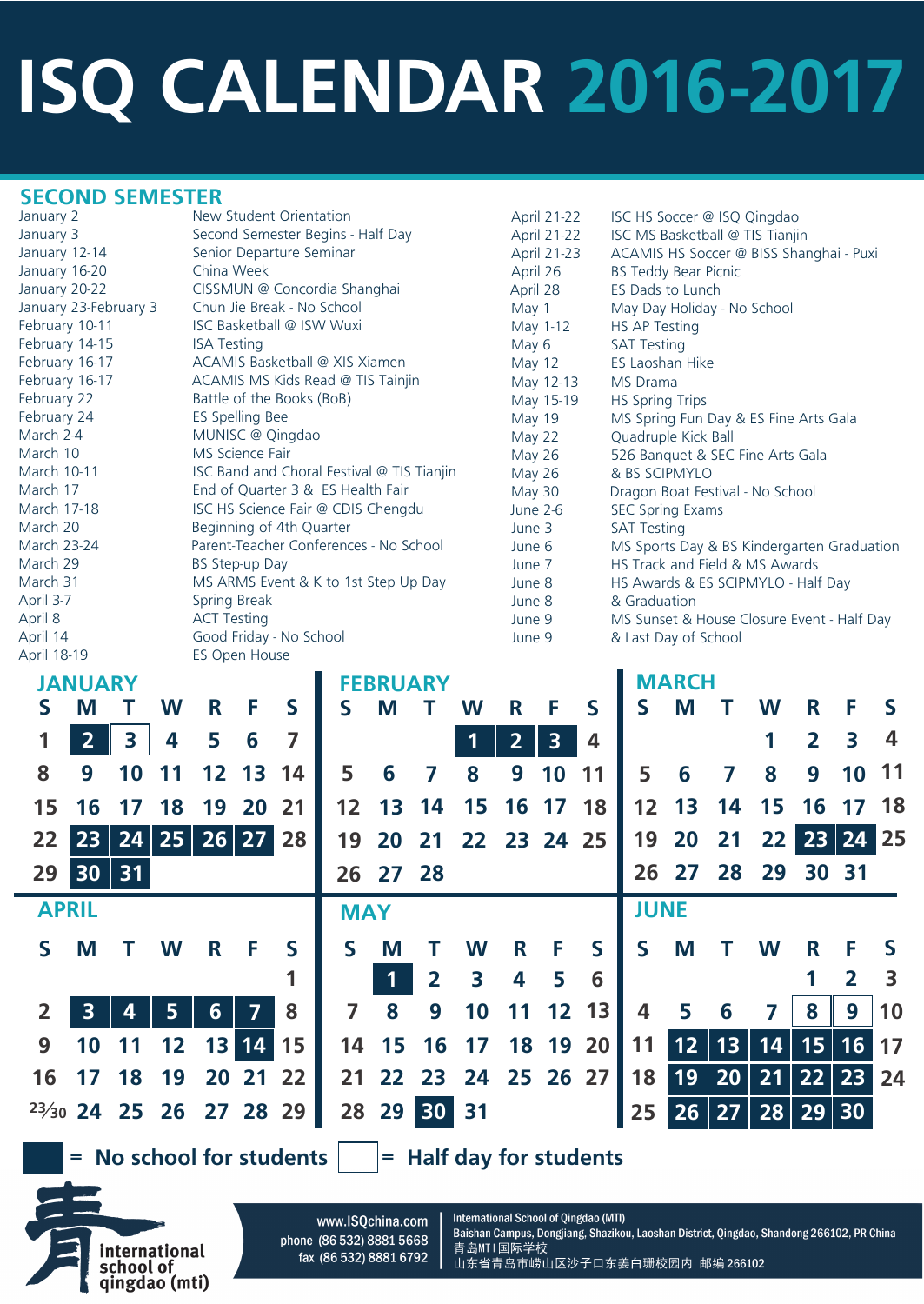# ISQ CALENDAR 2016-2017

## SECOND SEMESTER

| | |
|---|---|
| January 2 | New Student Orientation |
| January 3 | Second Semester Begins - Half Day |
| January 12-14 | Senior Departure Seminar |
| January 16-20 | China Week |
| January 20-22 | CISSMUN @ Concordia Shanghai |
| January 23-February 3 | Chun Jie Break - No School |
| February 10-11 | ISC Basketball @ ISW Wuxi |
| February 14-15 | ISA Testing |
| February 16-17 | ACAMIS Basketball @ XIS Xiamen |
| February 16-17 | ACAMIS MS Kids Read @ TIS Tainjin |
| February 22 | Battle of the Books (BoB) |
| February 24 | ES Spelling Bee |
| March 2-4 | MUNISC @ Qingdao |
| March 10 | MS Science Fair |
| March 10-11 | ISC Band and Choral Festival @ TIS Tianjin |
| March 17 | End of Quarter 3 & ES Health Fair |
| March 17-18 | ISC HS Science Fair @ CDIS Chengdu |
| March 20 | Beginning of 4th Quarter |
| March 23-24 | Parent-Teacher Conferences - No School |
| March 29 | BS Step-up Day |
| March 31 | MS ARMS Event & K to 1st Step Up Day |
| April 3-7 | Spring Break |
| April 8 | ACT Testing |
| April 14 | Good Friday - No School |
| April 18-19 | ES Open House |
| April 21-22 | ISC HS Soccer @ ISQ Qingdao |
| April 21-22 | ISC MS Basketball @ TIS Tianjin |
| April 21-23 | ACAMIS HS Soccer @ BISS Shanghai - Puxi |
| April 26 | BS Teddy Bear Picnic |
| April 28 | ES Dads to Lunch |
| May 1 | May Day Holiday - No School |
| May 1-12 | HS AP Testing |
| May 6 | SAT Testing |
| May 12 | ES Laoshan Hike |
| May 12-13 | MS Drama |
| May 15-19 | HS Spring Trips |
| May 19 | MS Spring Fun Day & ES Fine Arts Gala |
| May 22 | Quadruple Kick Ball |
| May 26 | 526 Banquet & SEC Fine Arts Gala |
| May 26 | & BS SCIPMYLO |
| May 30 | Dragon Boat Festival - No School |
| June 2-6 | SEC Spring Exams |
| June 3 | SAT Testing |
| June 6 | MS Sports Day & BS Kindergarten Graduation |
| June 7 | HS Track and Field & MS Awards |
| June 8 | HS Awards & ES SCIPMYLO - Half Day |
| June 8 | & Graduation |
| June 9 | MS Sunset & House Closure Event - Half Day |
| June 9 | & Last Day of School |

### JANUARY

| S | M | T | W | R | F | S |
|---|---|---|---|---|---|---|
| 1 | 2 | 3 | 4 | 5 | 6 | 7 |
| 8 | 9 | 10 | 11 | 12 | 13 | 14 |
| 15 | 16 | 17 | 18 | 19 | 20 | 21 |
| 22 | 23 | 24 | 25 | 26 | 27 | 28 |
| 29 | 30 | 31 | | | | |

### FEBRUARY

| S | M | T | W | R | F | S |
|---|---|---|---|---|---|---|
| | | | 1 | 2 | 3 | 4 |
| 5 | 6 | 7 | 8 | 9 | 10 | 11 |
| 12 | 13 | 14 | 15 | 16 | 17 | 18 |
| 19 | 20 | 21 | 22 | 23 | 24 | 25 |
| 26 | 27 | 28 | | | | |

### MARCH

| S | M | T | W | R | F | S |
|---|---|---|---|---|---|---|
| | | | 1 | 2 | 3 | 4 |
| 5 | 6 | 7 | 8 | 9 | 10 | 11 |
| 12 | 13 | 14 | 15 | 16 | 17 | 18 |
| 19 | 20 | 21 | 22 | 23 | 24 | 25 |
| 26 | 27 | 28 | 29 | 30 | 31 | |

### APRIL

| S | M | T | W | R | F | S |
|---|---|---|---|---|---|---|
| | | | | | | 1 |
| 2 | 3 | 4 | 5 | 6 | 7 | 8 |
| 9 | 10 | 11 | 12 | 13 | 14 | 15 |
| 16 | 17 | 18 | 19 | 20 | 21 | 22 |
| 23/30 | 24 | 25 | 26 | 27 | 28 | 29 |

### MAY

| S | M | T | W | R | F | S |
|---|---|---|---|---|---|---|
| | 1 | 2 | 3 | 4 | 5 | 6 |
| 7 | 8 | 9 | 10 | 11 | 12 | 13 |
| 14 | 15 | 16 | 17 | 18 | 19 | 20 |
| 21 | 22 | 23 | 24 | 25 | 26 | 27 |
| 28 | 29 | 30 | 31 | | | |

### JUNE

| S | M | T | W | R | F | S |
|---|---|---|---|---|---|---|
| | | | | 1 | 2 | 3 |
| 4 | 5 | 6 | 7 | 8 | 9 | 10 |
| 11 | 12 | 13 | 14 | 15 | 16 | 17 |
| 18 | 19 | 20 | 21 | 22 | 23 | 24 |
| 25 | 26 | 27 | 28 | 29 | 30 | |

= No school for students

= Half day for students

international school of qingdao (mti)

www.ISQchina.com
phone (86 532) 8881 5668
fax (86 532) 8881 6792

International School of Qingdao (MTI)
Baishan Campus, Dongjiang, Shazikou, Laoshan District, Qingdao, Shandong 266102, PR China
青岛MTI | 国际学校
山东省青岛市崂山区沙子口东姜白珊校园内 邮编 266102